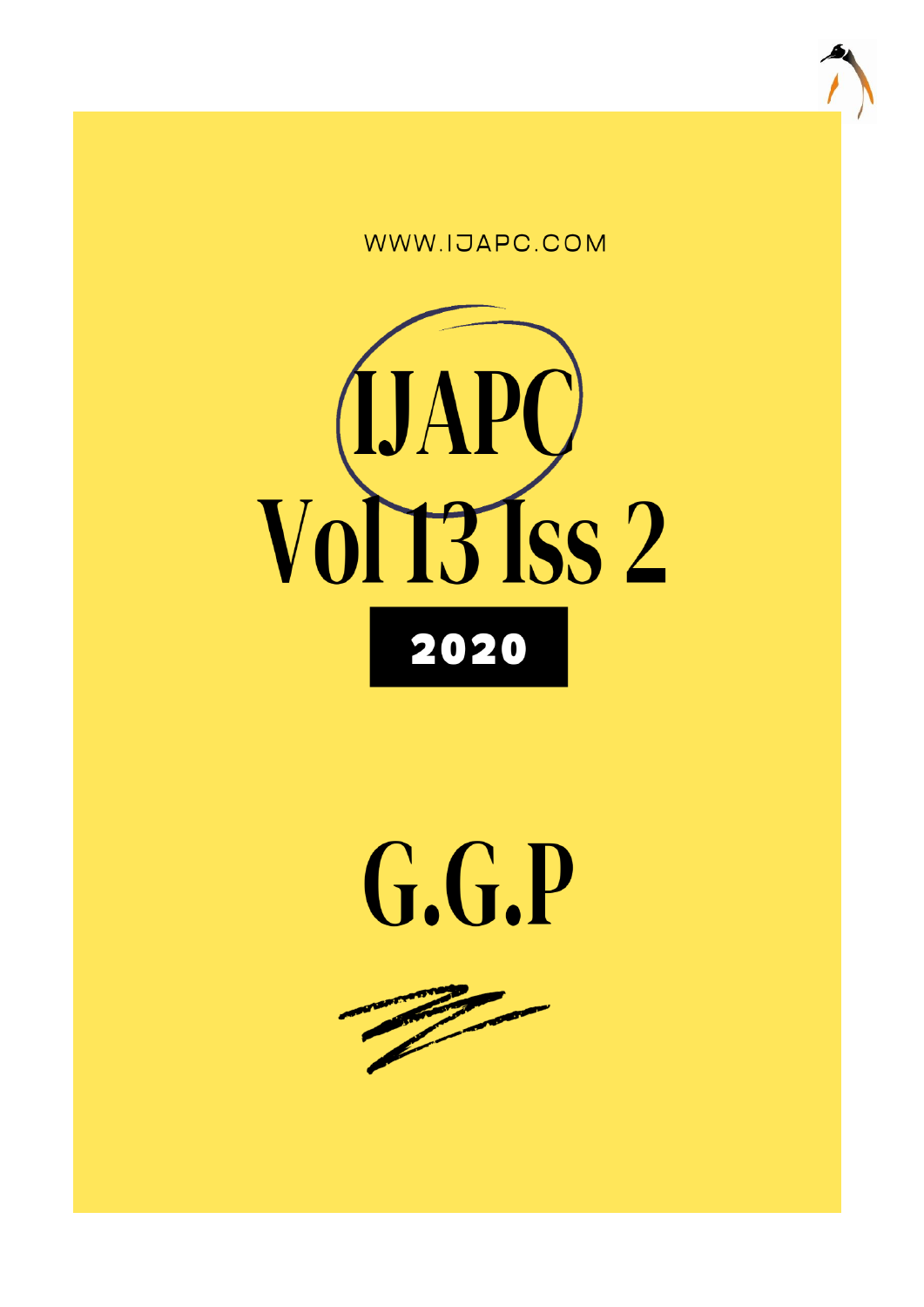WWW.IJAPC.COM

# IJAPC

# Vol 13 Iss 2

**2020**

# G.G.P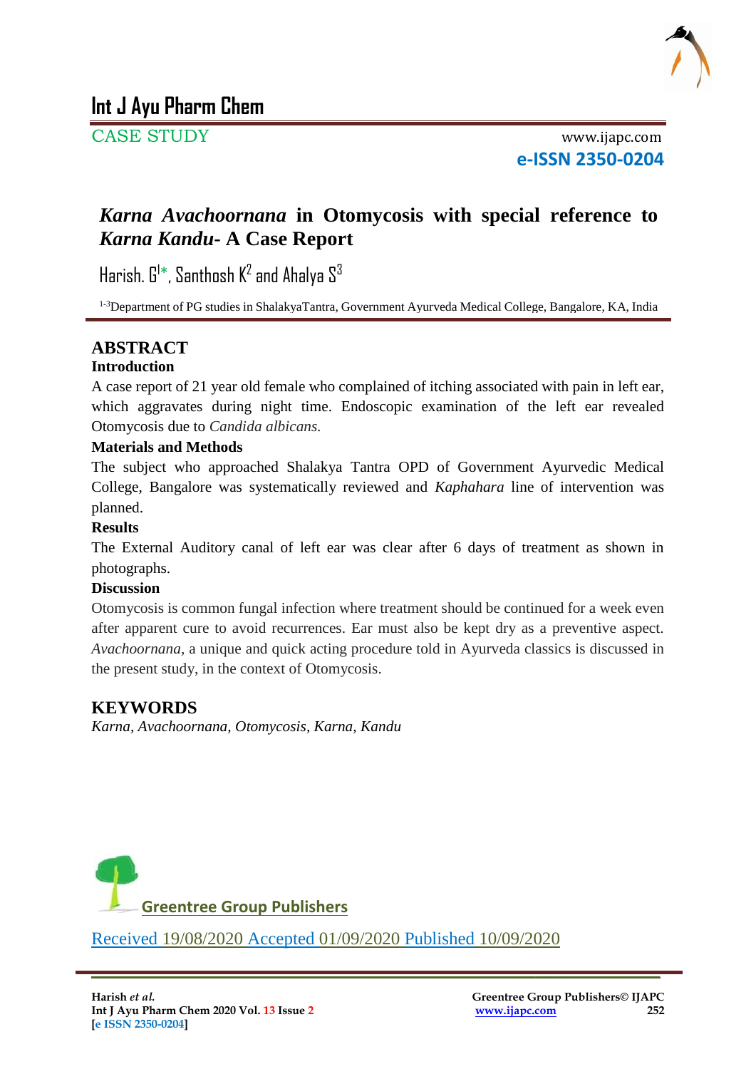# Int J Ayu Pharm Chem

CASE STUDY

www.ijapc.com

**e-ISSN 2350-0204**

## *Karna Avachoornana* in Otomycosis with special reference to *Karna Kandu*- A Case Report

Harish. G[1]*, Santhosh K[2] and Ahalya S[3]

[1-3]Department of PG studies in ShalakyaTantra, Government Ayurveda Medical College, Bangalore, KA, India

## ABSTRACT

### Introduction

A case report of 21 year old female who complained of itching associated with pain in left ear, which aggravates during night time. Endoscopic examination of the left ear revealed Otomycosis due to *Candida albicans.*

### Materials and Methods

The subject who approached Shalakya Tantra OPD of Government Ayurvedic Medical College, Bangalore was systematically reviewed and *Kaphahara* line of intervention was planned.

### Results

The External Auditory canal of left ear was clear after 6 days of treatment as shown in photographs.

### Discussion

Otomycosis is common fungal infection where treatment should be continued for a week even after apparent cure to avoid recurrences. Ear must also be kept dry as a preventive aspect. *Avachoornana*, a unique and quick acting procedure told in Ayurveda classics is discussed in the present study, in the context of Otomycosis.

## KEYWORDS

*Karna, Avachoornana, Otomycosis, Karna, Kandu*

Greentree Group Publishers

Received 19/08/2020 Accepted 01/09/2020 Published 10/09/2020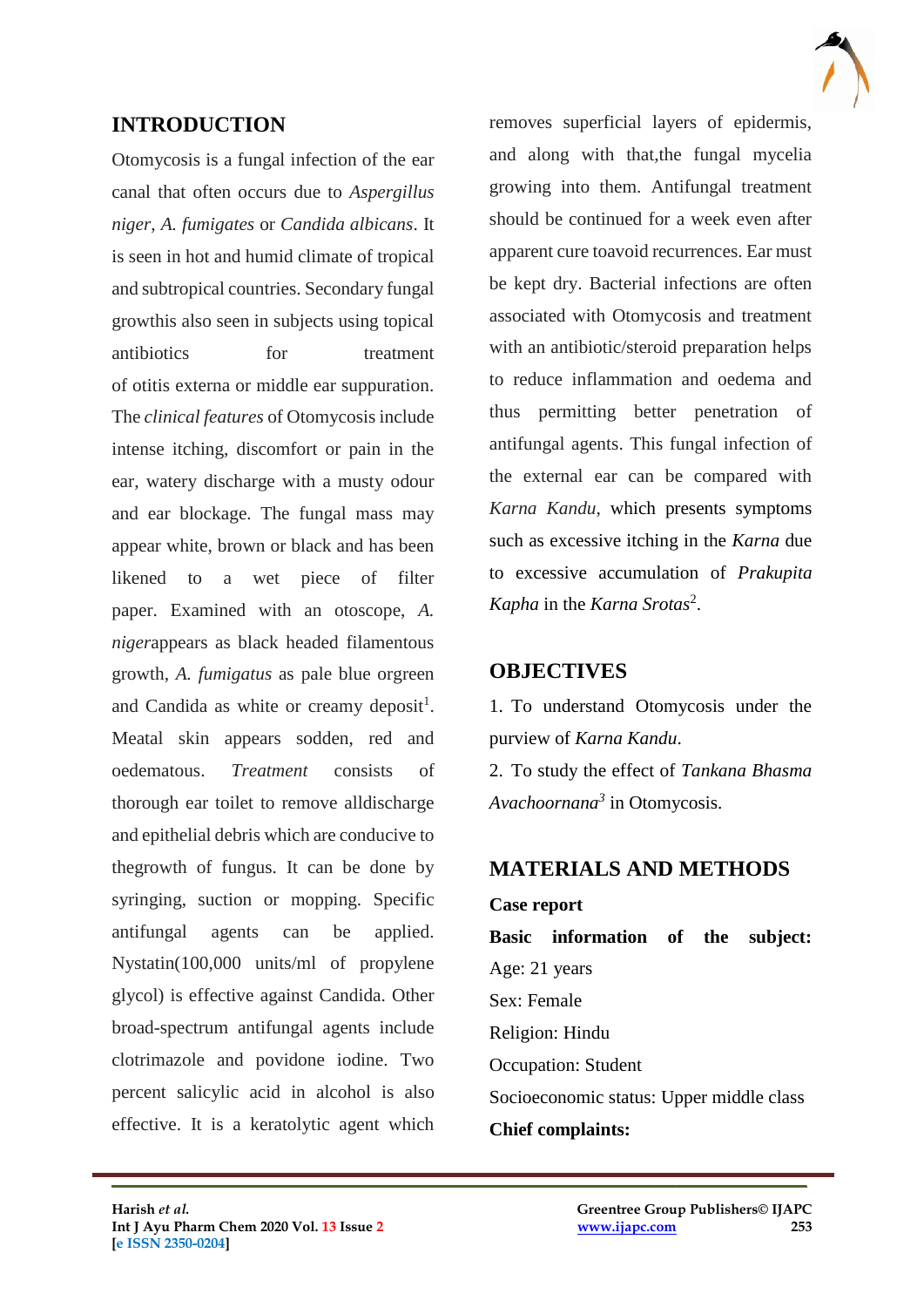## INTRODUCTION

Otomycosis is a fungal infection of the ear canal that often occurs due to *Aspergillus niger*, *A. fumigates* or *Candida albicans*. It is seen in hot and humid climate of tropical and subtropical countries. Secondary fungal growthis also seen in subjects using topical antibiotics for treatment of otitis externa or middle ear suppuration. The *clinical features* of Otomycosis include intense itching, discomfort or pain in the ear, watery discharge with a musty odour and ear blockage. The fungal mass may appear white, brown or black and has been likened to a wet piece of filter paper. Examined with an otoscope, *A. niger*appears as black headed filamentous growth, *A. fumigatus* as pale blue orgreen and Candida as white or creamy deposit[1]. Meatal skin appears sodden, red and oedematous. *Treatment* consists of thorough ear toilet to remove alldischarge and epithelial debris which are conducive to thegrowth of fungus. It can be done by syringing, suction or mopping. Specific antifungal agents can be applied. Nystatin(100,000 units/ml of propylene glycol) is effective against Candida. Other broad-spectrum antifungal agents include clotrimazole and povidone iodine. Two percent salicylic acid in alcohol is also effective. It is a keratolytic agent which removes superficial layers of epidermis, and along with that,the fungal mycelia growing into them. Antifungal treatment should be continued for a week even after apparent cure toavoid recurrences. Ear must be kept dry. Bacterial infections are often associated with Otomycosis and treatment with an antibiotic/steroid preparation helps to reduce inflammation and oedema and thus permitting better penetration of antifungal agents. This fungal infection of the external ear can be compared with *Karna Kandu*, which presents symptoms such as excessive itching in the *Karna* due to excessive accumulation of *Prakupita Kapha* in the *Karna Srotas*[2].

## OBJECTIVES

1. To understand Otomycosis under the purview of *Karna Kandu*.
2. To study the effect of *Tankana Bhasma Avachoornana*[3] in Otomycosis.

## MATERIALS AND METHODS

**Case report**

**Basic information of the subject:**

Age: 21 years

Sex: Female

Religion: Hindu

Occupation: Student

Socioeconomic status: Upper middle class

**Chief complaints:**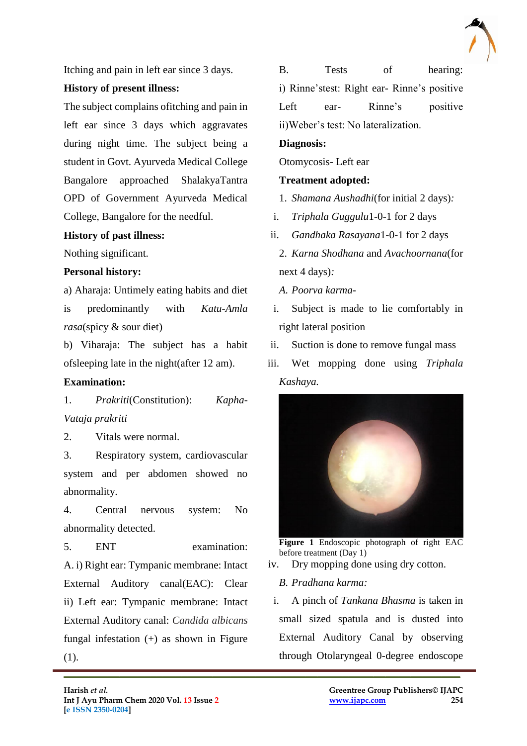Itching and pain in left ear since 3 days.

**History of present illness:**

The subject complains ofitching and pain in left ear since 3 days which aggravates during night time. The subject being a student in Govt. Ayurveda Medical College Bangalore approached ShalakyaTantra OPD of Government Ayurveda Medical College, Bangalore for the needful.

**History of past illness:**

Nothing significant.

**Personal history:**

a) Aharaja: Untimely eating habits and diet is predominantly with *Katu-Amla rasa*(spicy & sour diet)

b) Viharaja: The subject has a habit ofsleeping late in the night(after 12 am).

**Examination:**

1. *Prakriti*(Constitution): *Kapha-Vataja prakriti*
2. Vitals were normal.
3. Respiratory system, cardiovascular system and per abdomen showed no abnormality.
4. Central nervous system: No abnormality detected.
5. ENT examination:

A. i) Right ear: Tympanic membrane: Intact External Auditory canal(EAC): Clear

ii) Left ear: Tympanic membrane: Intact External Auditory canal: *Candida albicans* fungal infestation (+) as shown in Figure (1).

B. Tests of hearing:

i) Rinne'stest: Right ear- Rinne's positive Left ear- Rinne's positive

ii)Weber's test: No lateralization.

**Diagnosis:**

Otomycosis- Left ear

**Treatment adopted:**

1. *Shamana Aushadhi*(for initial 2 days)*:*

 i. *Triphala Guggulu*1-0-1 for 2 days

 ii. *Gandhaka Rasayana*1-0-1 for 2 days

2. *Karna Shodhana* and *Avachoornana*(for next 4 days)*:*

*A. Poorva karma-*

 i. Subject is made to lie comfortably in right lateral position

 ii. Suction is done to remove fungal mass

 iii. Wet mopping done using *Triphala Kashaya.*

**Figure 1** Endoscopic photograph of right EAC before treatment (Day 1)

 iv. Dry mopping done using dry cotton.

*B. Pradhana karma:*

 i. A pinch of *Tankana Bhasma* is taken in small sized spatula and is dusted into External Auditory Canal by observing through Otolaryngeal 0-degree endoscope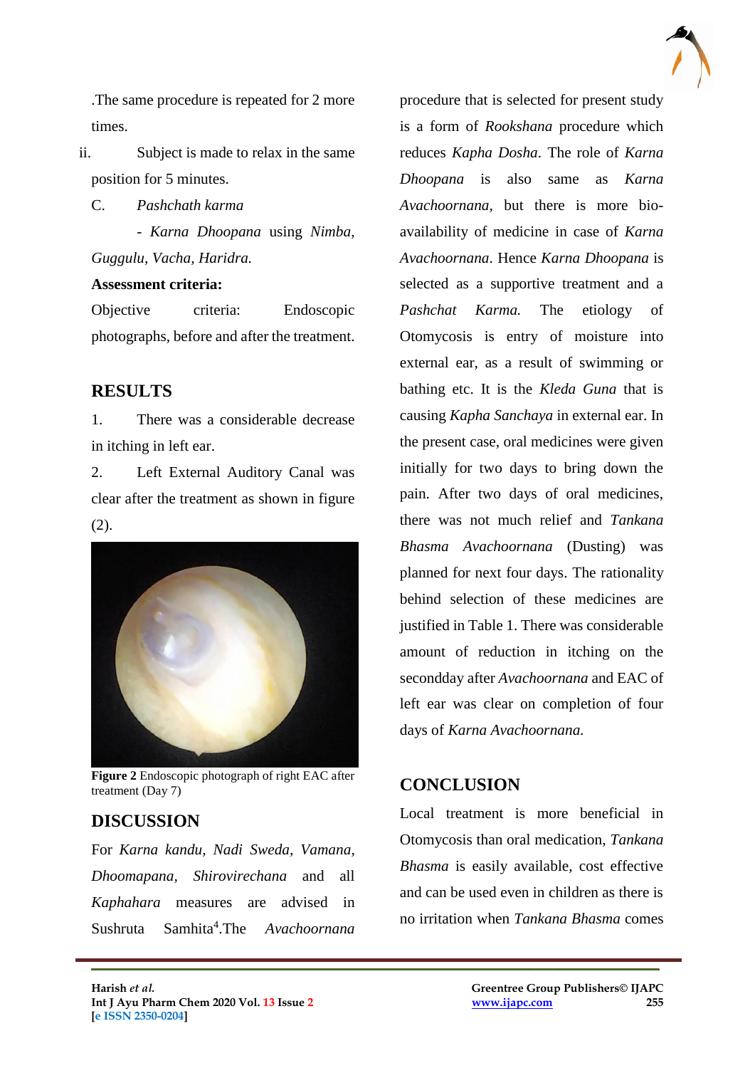.The same procedure is repeated for 2 more times.

ii. Subject is made to relax in the same position for 5 minutes.

C. *Pashchath karma*

- *Karna Dhoopana* using *Nimba, Guggulu, Vacha, Haridra.*

**Assessment criteria:**

Objective criteria: Endoscopic photographs, before and after the treatment.

## RESULTS

1. There was a considerable decrease in itching in left ear.
2. Left External Auditory Canal was clear after the treatment as shown in figure (2).

**Figure 2** Endoscopic photograph of right EAC after treatment (Day 7)

## DISCUSSION

For *Karna kandu, Nadi Sweda, Vamana, Dhoomapana, Shirovirechana* and all *Kaphahara* measures are advised in Sushruta Samhita[4].The *Avachoornana* procedure that is selected for present study is a form of *Rookshana* procedure which reduces *Kapha Dosha*. The role of *Karna Dhoopana* is also same as *Karna Avachoornana,* but there is more bio-availability of medicine in case of *Karna Avachoornana*. Hence *Karna Dhoopana* is selected as a supportive treatment and a *Pashchat Karma.* The etiology of Otomycosis is entry of moisture into external ear, as a result of swimming or bathing etc. It is the *Kleda Guna* that is causing *Kapha Sanchaya* in external ear. In the present case, oral medicines were given initially for two days to bring down the pain. After two days of oral medicines, there was not much relief and *Tankana Bhasma Avachoornana* (Dusting) was planned for next four days. The rationality behind selection of these medicines are justified in Table 1. There was considerable amount of reduction in itching on the secondday after *Avachoornana* and EAC of left ear was clear on completion of four days of *Karna Avachoornana.*

## CONCLUSION

Local treatment is more beneficial in Otomycosis than oral medication, *Tankana Bhasma* is easily available, cost effective and can be used even in children as there is no irritation when *Tankana Bhasma* comes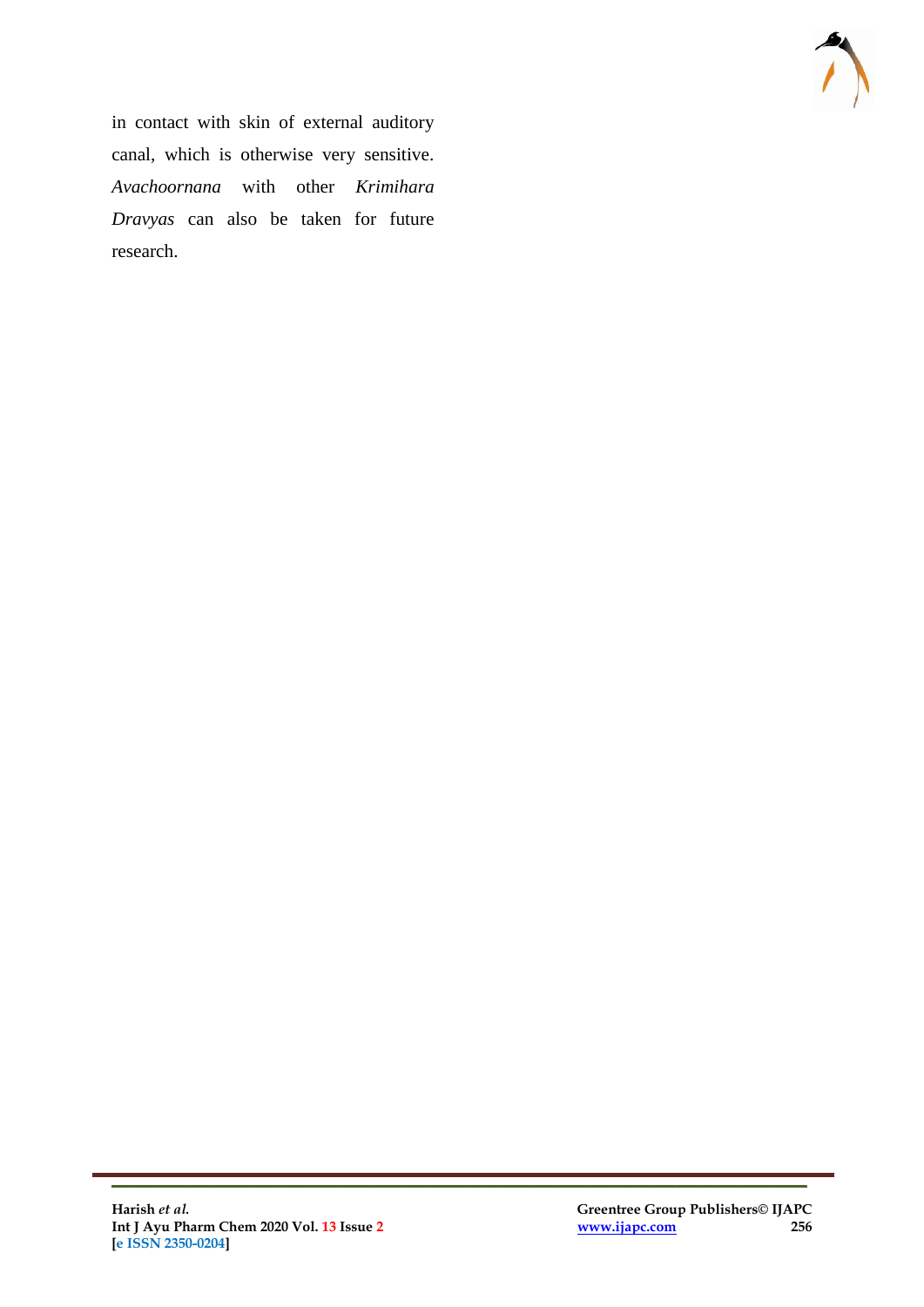in contact with skin of external auditory canal, which is otherwise very sensitive. *Avachoornana* with other *Krimihara Dravyas* can also be taken for future research.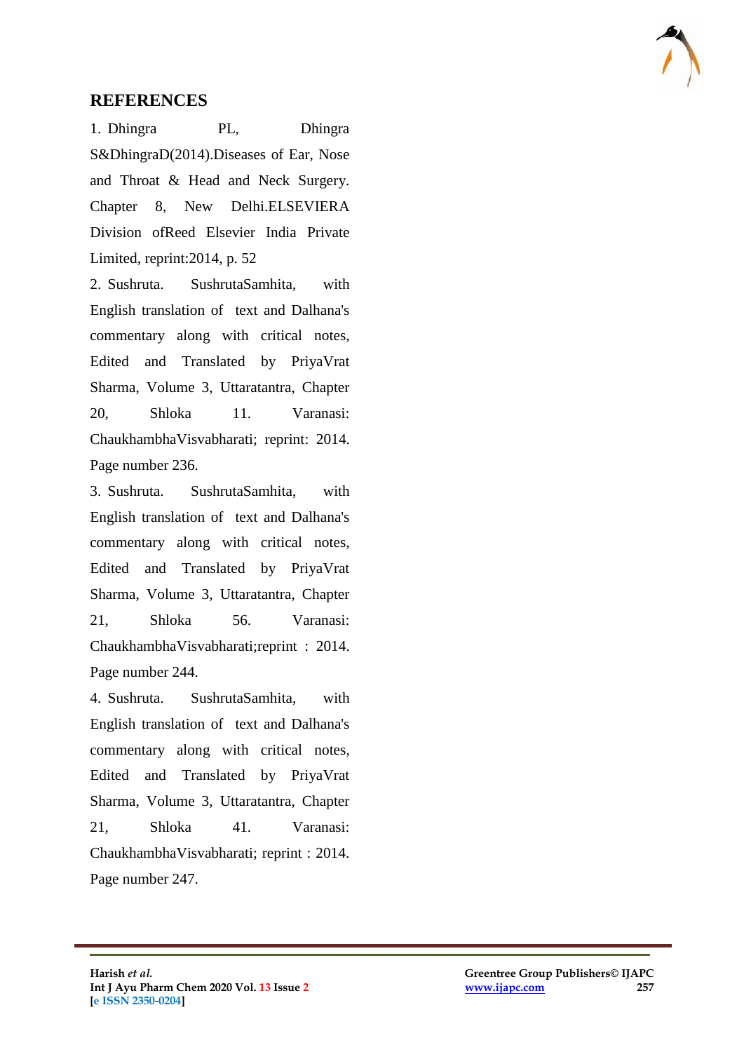## REFERENCES

1. Dhingra PL, Dhingra S&DhingraD(2014).Diseases of Ear, Nose and Throat & Head and Neck Surgery. Chapter 8, New Delhi.ELSEVIERA Division ofReed Elsevier India Private Limited, reprint:2014, p. 52
2. Sushruta. SushrutaSamhita, with English translation of text and Dalhana's commentary along with critical notes, Edited and Translated by PriyaVrat Sharma, Volume 3, Uttaratantra, Chapter 20, Shloka 11. Varanasi: ChaukhambhaVisvabharati; reprint: 2014. Page number 236.
3. Sushruta. SushrutaSamhita, with English translation of text and Dalhana's commentary along with critical notes, Edited and Translated by PriyaVrat Sharma, Volume 3, Uttaratantra, Chapter 21, Shloka 56. Varanasi: ChaukhambhaVisvabharati;reprint : 2014. Page number 244.
4. Sushruta. SushrutaSamhita, with English translation of text and Dalhana's commentary along with critical notes, Edited and Translated by PriyaVrat Sharma, Volume 3, Uttaratantra, Chapter 21, Shloka 41. Varanasi: ChaukhambhaVisvabharati; reprint : 2014. Page number 247.